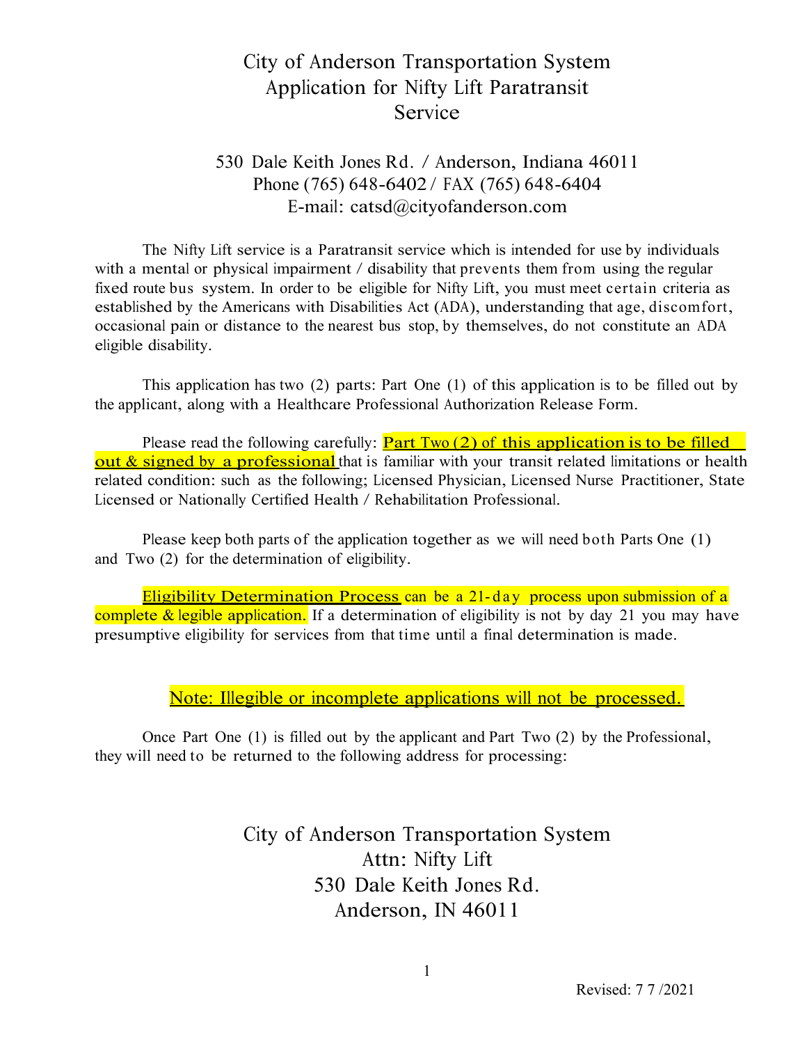# City of Anderson Transportation System
# Application for Nifty Lift Paratransit Service

530 Dale Keith Jones Rd. / Anderson, Indiana 46011
Phone (765) 648-6402 / FAX (765) 648-6404
E-mail: catsd@cityofanderson.com

The Nifty Lift service is a Paratransit service which is intended for use by individuals with a mental or physical impairment / disability that prevents them from using the regular fixed route bus system. In order to be eligible for Nifty Lift, you must meet certain criteria as established by the Americans with Disabilities Act (ADA), understanding that age, discomfort, occasional pain or distance to the nearest bus stop, by themselves, do not constitute an ADA eligible disability.

This application has two (2) parts: Part One (1) of this application is to be filled out by the applicant, along with a Healthcare Professional Authorization Release Form.

Please read the following carefully: **Part Two (2) of this application is to be filled out & signed by a professional** that is familiar with your transit related limitations or health related condition: such as the following; Licensed Physician, Licensed Nurse Practitioner, State Licensed or Nationally Certified Health / Rehabilitation Professional.

Please keep both parts of the application together as we will need both Parts One (1) and Two (2) for the determination of eligibility.

**Eligibility Determination Process** can be a 21-day process upon submission of a complete & legible application. If a determination of eligibility is not by day 21 you may have presumptive eligibility for services from that time until a final determination is made.

**Note: Illegible or incomplete applications will not be processed.**

Once Part One (1) is filled out by the applicant and Part Two (2) by the Professional, they will need to be returned to the following address for processing:

City of Anderson Transportation System
Attn: Nifty Lift
530 Dale Keith Jones Rd.
Anderson, IN 46011

Revised: 7 7 /2021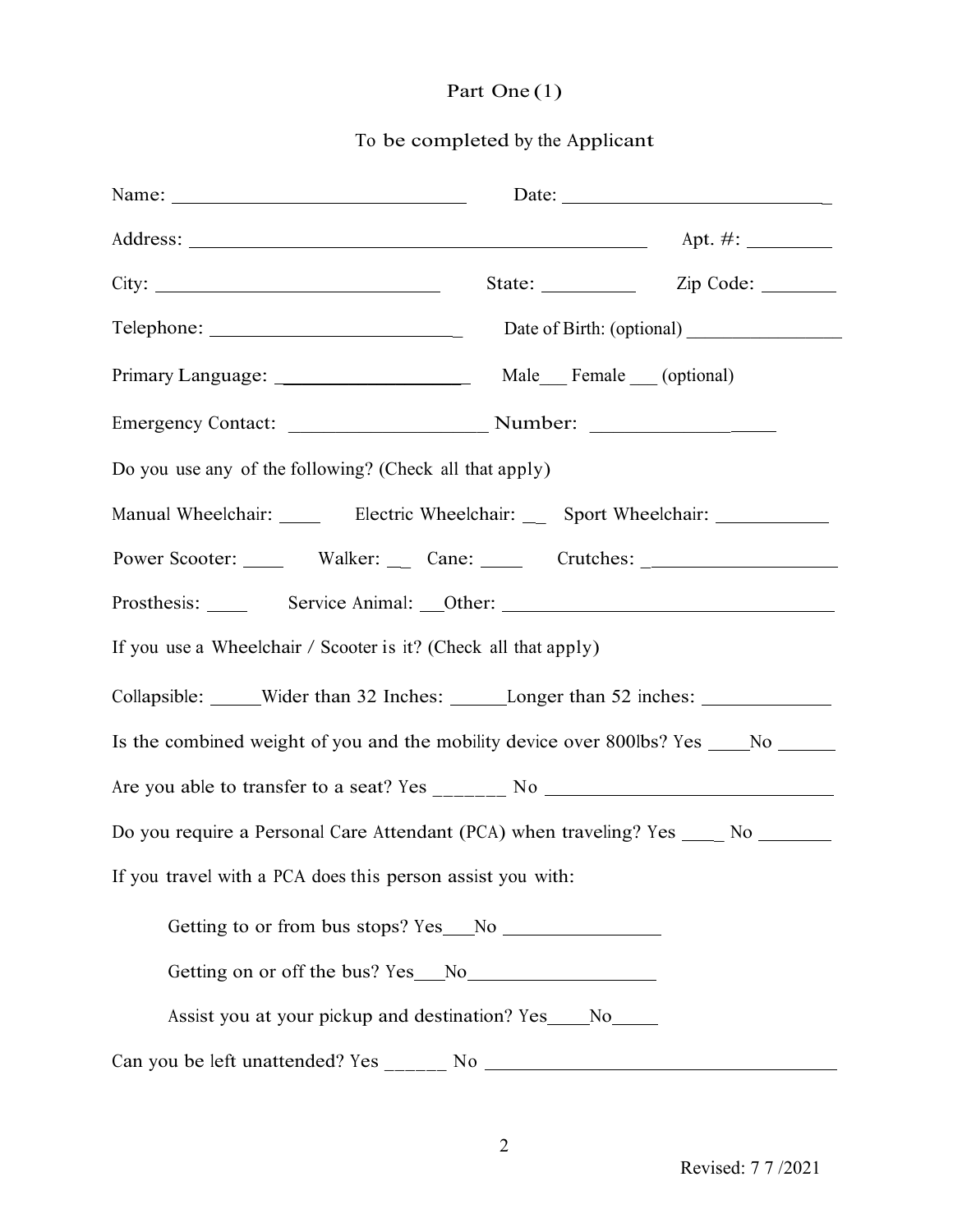# Part One (1)

## To be completed by the Applicant

Name: ______________________________ Date: ____________________________

Address: ______________________________________________ Apt. #: _________

City: ____________________________ State: _________ Zip Code: ________

Telephone: __________________________ Date of Birth: (optional) ________________

Primary Language: ___________________ Male___ Female ___ (optional)

Emergency Contact: ___________________ Number: __________________

Do you use any of the following? (Check all that apply)

Manual Wheelchair: ____ Electric Wheelchair: __ Sport Wheelchair: ___________

Power Scooter: ____ Walker: __ Cane: ____ Crutches: ___________________

Prosthesis: ____ Service Animal: __Other: _________________________________

If you use a Wheelchair / Scooter is it? (Check all that apply)

Collapsible: _____Wider than 32 Inches: ______Longer than 52 inches: _____________

Is the combined weight of you and the mobility device over 800lbs? Yes ____No ______

Are you able to transfer to a seat? Yes _______ No _____________________________

Do you require a Personal Care Attendant (PCA) when traveling? Yes ____ No _______

If you travel with a PCA does this person assist you with:

- Getting to or from bus stops? Yes___No _______________
- Getting on or off the bus? Yes___No__________________
- Assist you at your pickup and destination? Yes____No_____

Can you be left unattended? Yes ______ No ___________________________________

Revised: 7 7 /2021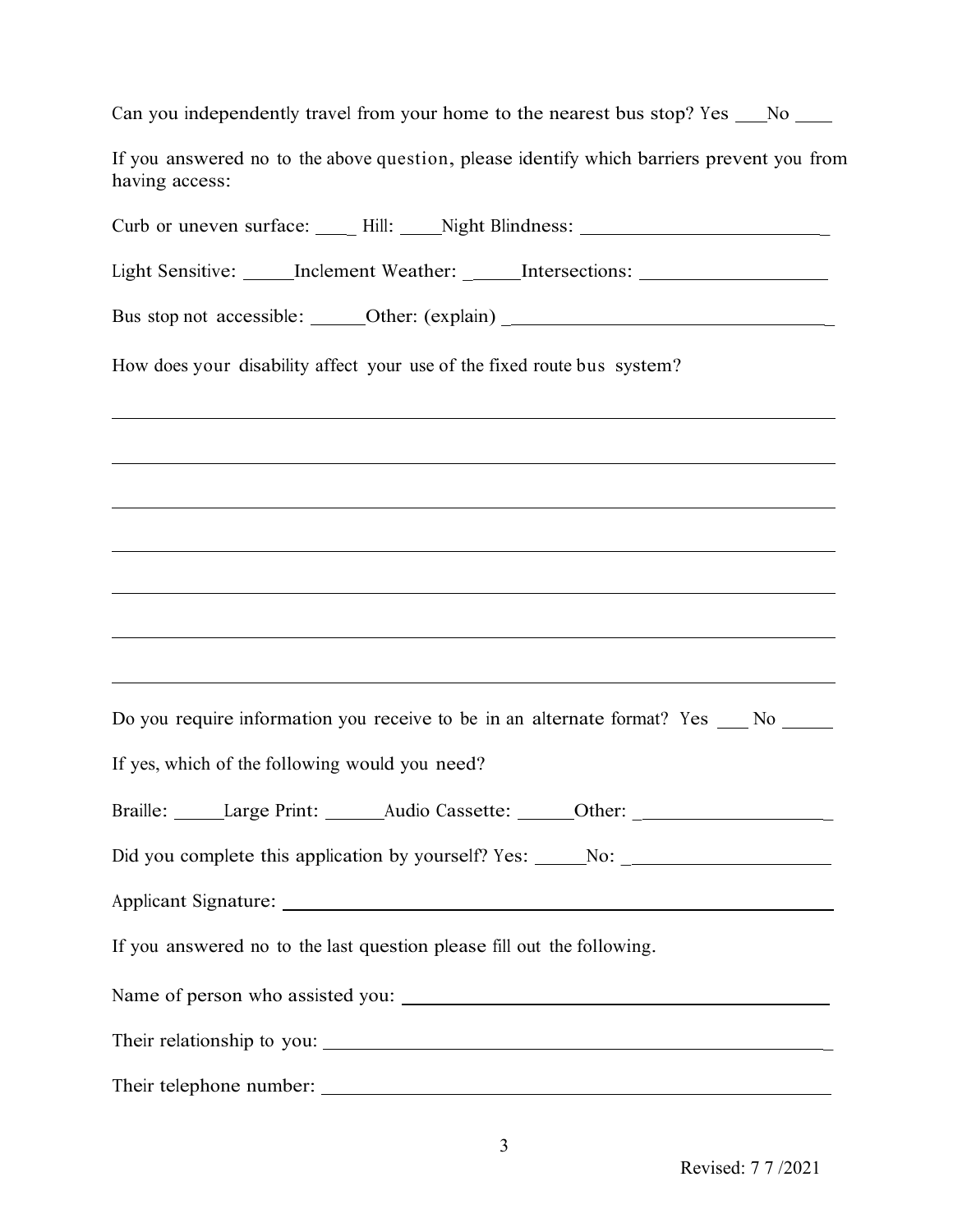Can you independently travel from your home to the nearest bus stop? Yes ___No ____

If you answered no to the above question, please identify which barriers prevent you from having access:

Curb or uneven surface: ____ Hill: ____Night Blindness: ________________________

Light Sensitive: _____Inclement Weather: _____Intersections: ___________________

Bus stop not accessible: ______Other: (explain) _________________________________

How does your disability affect your use of the fixed route bus system?

______________________________________________________________________________

______________________________________________________________________________

______________________________________________________________________________

______________________________________________________________________________

______________________________________________________________________________

______________________________________________________________________________

______________________________________________________________________________

Do you require information you receive to be in an alternate format? Yes ___ No _____

If yes, which of the following would you need?

Braille: _____Large Print: ______Audio Cassette: ______Other: ____________________

Did you complete this application by yourself? Yes: _____No: ____________________

Applicant Signature: ___________________________________________________________

If you answered no to the last question please fill out the following.

Name of person who assisted you: _____________________________________________

Their relationship to you: _____________________________________________________

Their telephone number: ______________________________________________________

Revised: 7 7 /2021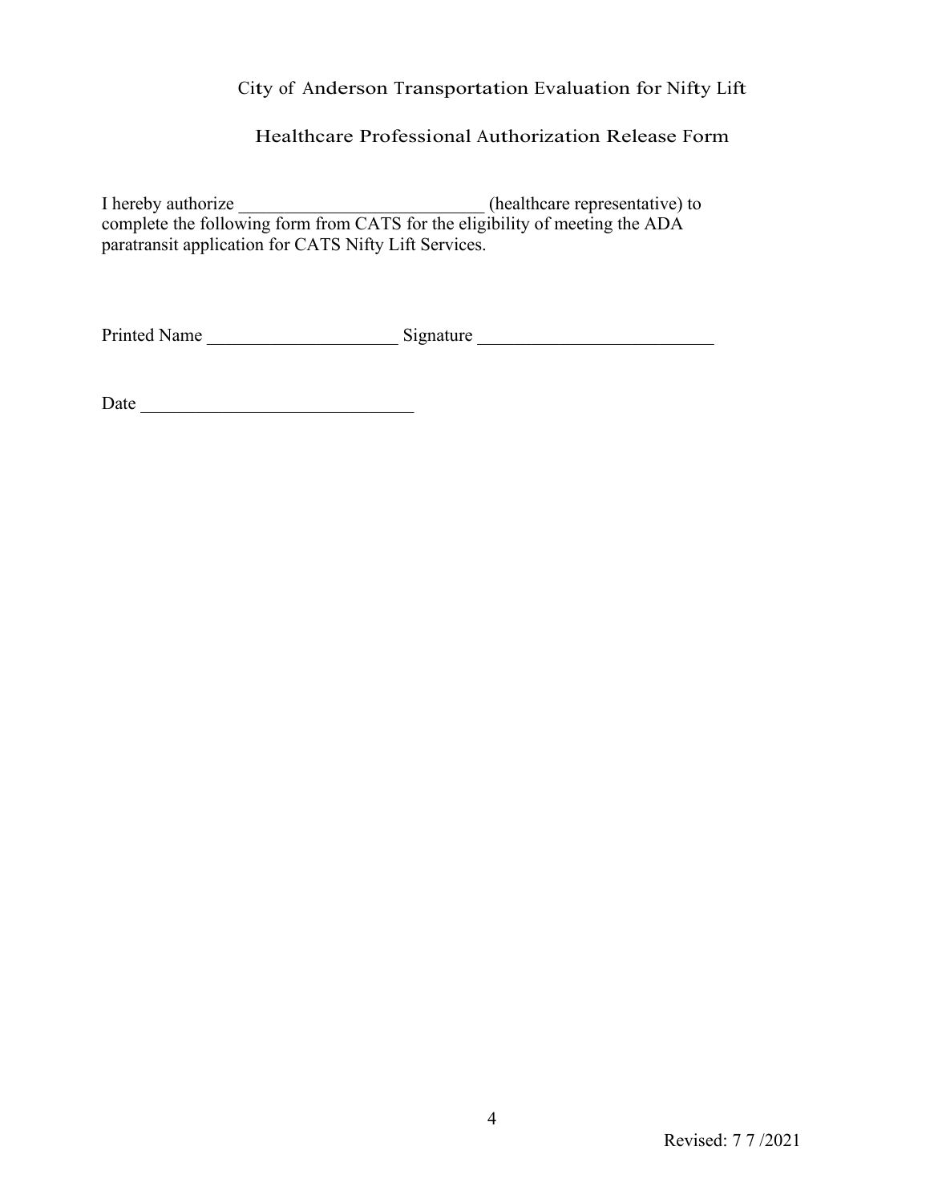# City of Anderson Transportation Evaluation for Nifty Lift

## Healthcare Professional Authorization Release Form

I hereby authorize ___________________________ (healthcare representative) to complete the following form from CATS for the eligibility of meeting the ADA paratransit application for CATS Nifty Lift Services.

Printed Name _____________________ Signature __________________________

Date ______________________________

Revised: 7 7 /2021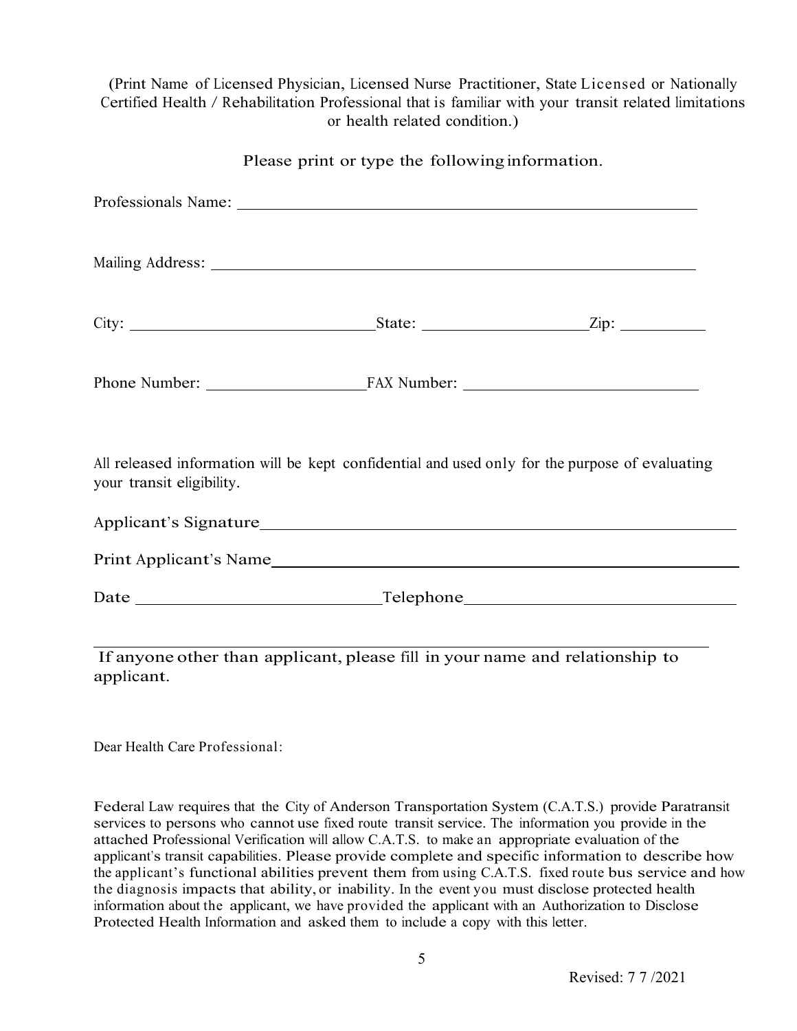(Print Name of Licensed Physician, Licensed Nurse Practitioner, State Licensed or Nationally Certified Health / Rehabilitation Professional that is familiar with your transit related limitations or health related condition.)

Please print or type the following information.

Professionals Name: ______________________________________________________________

Mailing Address: ______________________________________________________________

City: ______________________________ State: ____________________ Zip: __________

Phone Number: ____________________ FAX Number: ____________________________

All released information will be kept confidential and used only for the purpose of evaluating your transit eligibility.

Applicant's Signature____________________________________________________

Print Applicant's Name___________________________________________________

Date ____________________________ Telephone______________________________

______________________________________________________________

If anyone other than applicant, please fill in your name and relationship to applicant.

Dear Health Care Professional:

Federal Law requires that the City of Anderson Transportation System (C.A.T.S.) provide Paratransit services to persons who cannot use fixed route transit service. The information you provide in the attached Professional Verification will allow C.A.T.S. to make an appropriate evaluation of the applicant's transit capabilities. Please provide complete and specific information to describe how the applicant's functional abilities prevent them from using C.A.T.S. fixed route bus service and how the diagnosis impacts that ability, or inability. In the event you must disclose protected health information about the applicant, we have provided the applicant with an Authorization to Disclose Protected Health Information and asked them to include a copy with this letter.

Revised: 7 7 /2021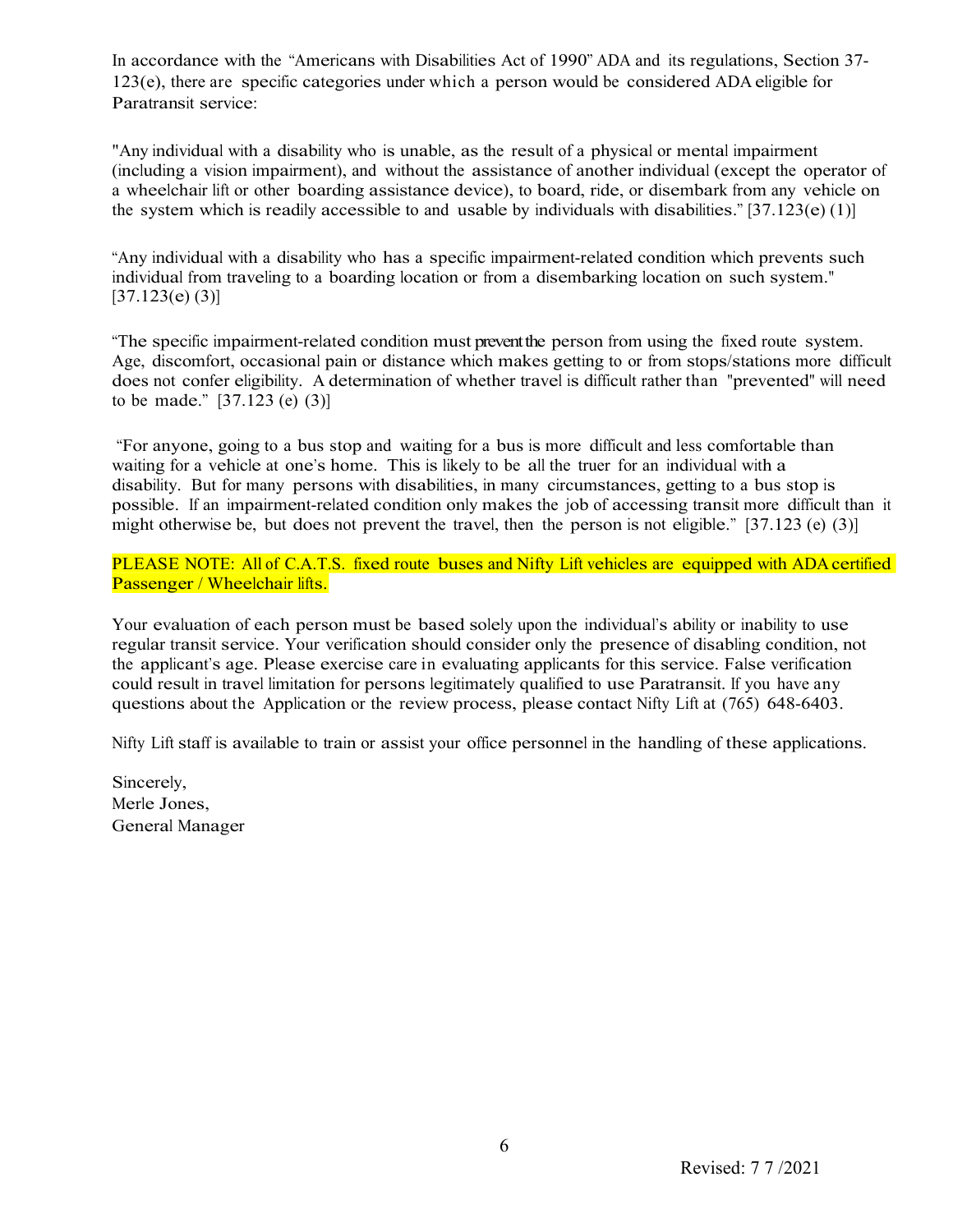In accordance with the "Americans with Disabilities Act of 1990" ADA and its regulations, Section 37-123(e), there are specific categories under which a person would be considered ADA eligible for Paratransit service:

"Any individual with a disability who is unable, as the result of a physical or mental impairment (including a vision impairment), and without the assistance of another individual (except the operator of a wheelchair lift or other boarding assistance device), to board, ride, or disembark from any vehicle on the system which is readily accessible to and usable by individuals with disabilities." [37.123(e) (1)]

"Any individual with a disability who has a specific impairment-related condition which prevents such individual from traveling to a boarding location or from a disembarking location on such system." [37.123(e) (3)]

"The specific impairment-related condition must prevent the person from using the fixed route system. Age, discomfort, occasional pain or distance which makes getting to or from stops/stations more difficult does not confer eligibility. A determination of whether travel is difficult rather than "prevented" will need to be made." [37.123 (e) (3)]

"For anyone, going to a bus stop and waiting for a bus is more difficult and less comfortable than waiting for a vehicle at one's home. This is likely to be all the truer for an individual with a disability. But for many persons with disabilities, in many circumstances, getting to a bus stop is possible. If an impairment-related condition only makes the job of accessing transit more difficult than it might otherwise be, but does not prevent the travel, then the person is not eligible." [37.123 (e) (3)]

PLEASE NOTE: All of C.A.T.S. fixed route buses and Nifty Lift vehicles are equipped with ADA certified Passenger / Wheelchair lifts.

Your evaluation of each person must be based solely upon the individual's ability or inability to use regular transit service. Your verification should consider only the presence of disabling condition, not the applicant's age. Please exercise care in evaluating applicants for this service. False verification could result in travel limitation for persons legitimately qualified to use Paratransit. If you have any questions about the Application or the review process, please contact Nifty Lift at (765) 648-6403.

Nifty Lift staff is available to train or assist your office personnel in the handling of these applications.

Sincerely,
Merle Jones,
General Manager

Revised: 7 7 /2021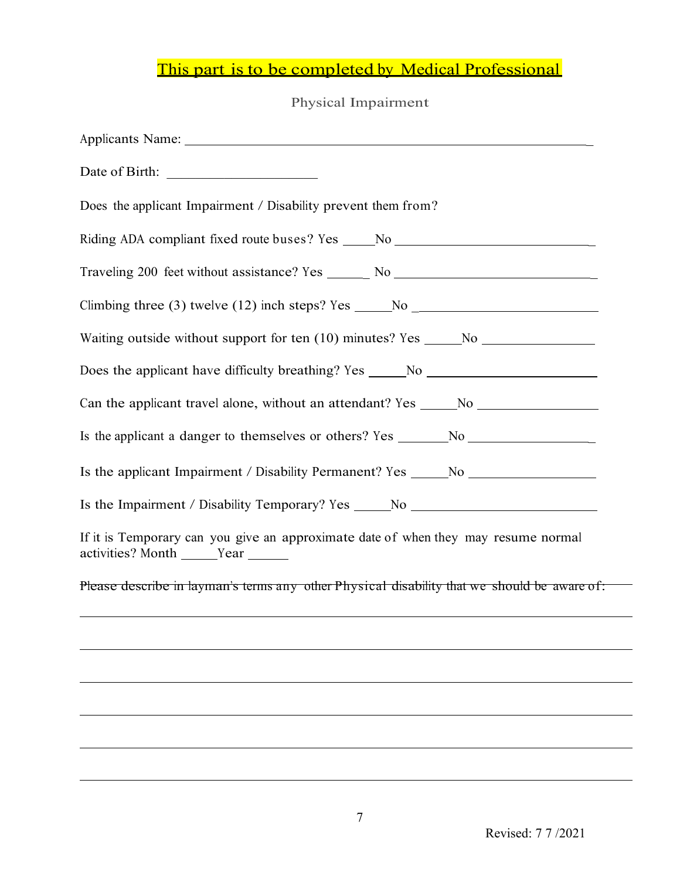## This part is to be completed by Medical Professional

Physical Impairment

Applicants Name: ___________________________________________________________

Date of Birth: ______________________

Does the applicant Impairment / Disability prevent them from?

Riding ADA compliant fixed route buses? Yes _____No _____________________________

Traveling 200 feet without assistance? Yes ______ No _____________________________

Climbing three (3) twelve (12) inch steps? Yes _____No ___________________________

Waiting outside without support for ten (10) minutes? Yes _____No ________________

Does the applicant have difficulty breathing? Yes _____No ________________________

Can the applicant travel alone, without an attendant? Yes _____No _________________

Is the applicant a danger to themselves or others? Yes _______No __________________

Is the applicant Impairment / Disability Permanent? Yes _____No __________________

Is the Impairment / Disability Temporary? Yes _____No ___________________________

If it is Temporary can you give an approximate date of when they may resume normal activities? Month _____Year ______

Please describe in layman's terms any other Physical disability that we should be aware of:

_______________________________________________________________________________

_______________________________________________________________________________

_______________________________________________________________________________

_______________________________________________________________________________

_______________________________________________________________________________

_______________________________________________________________________________

Revised: 7 7 /2021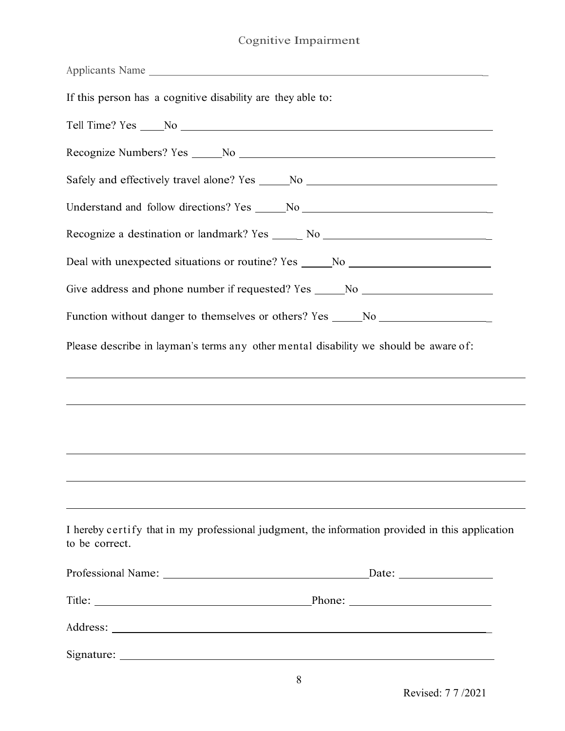# Cognitive Impairment

Applicants Name ____________________________________________

If this person has a cognitive disability are they able to:

Tell Time? Yes ____No ____________________________________________

Recognize Numbers? Yes _____No ____________________________________________

Safely and effectively travel alone? Yes _____No ______________________________

Understand and follow directions? Yes _____No ______________________________

Recognize a destination or landmark? Yes _____ No ____________________________

Deal with unexpected situations or routine? Yes _____No ________________________

Give address and phone number if requested? Yes _____No ______________________

Function without danger to themselves or others? Yes _____No __________________

Please describe in layman's terms any other mental disability we should be aware of:

______________________________________________________________________

______________________________________________________________________

______________________________________________________________________

______________________________________________________________________

______________________________________________________________________

I hereby certify that in my professional judgment, the information provided in this application to be correct.

Professional Name: ______________________________ Date: ______________

Title: ______________________________ Phone: ______________________

Address: ____________________________________________________________

Signature: __________________________________________________________

Revised: 7 7 /2021